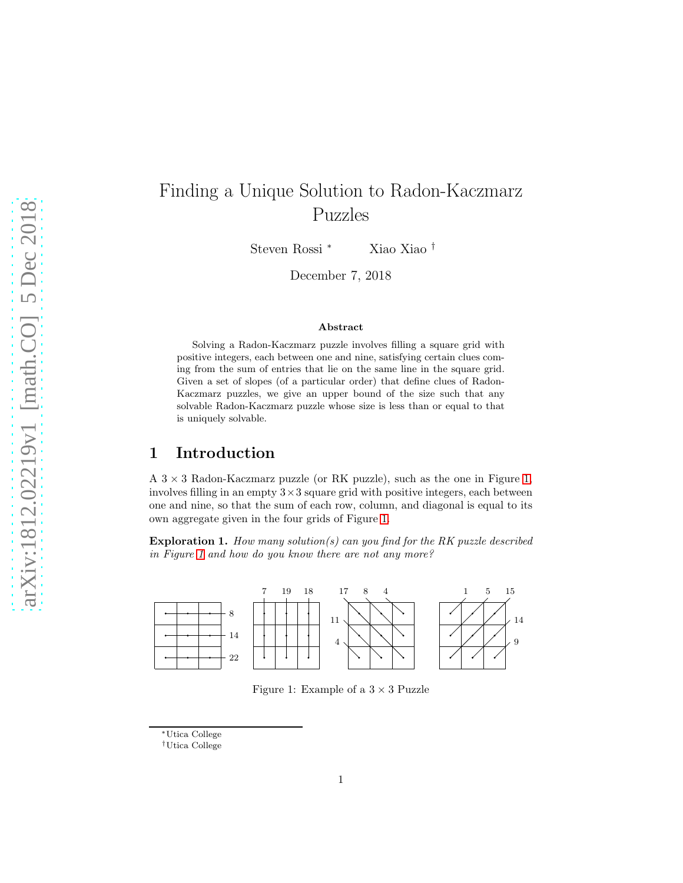# Finding a Unique Solution to Radon-Kaczmarz Puzzles

Steven Rossi [*] Xiao Xiao [†]

December 7, 2018

### Abstract

Solving a Radon-Kaczmarz puzzle involves filling a square grid with positive integers, each between one and nine, satisfying certain clues coming from the sum of entries that lie on the same line in the square grid. Given a set of slopes (of a particular order) that define clues of Radon-Kaczmarz puzzles, we give an upper bound of the size such that any solvable Radon-Kaczmarz puzzle whose size is less than or equal to that is uniquely solvable.

## 1 Introduction

A $3 \times 3$ Radon-Kaczmarz puzzle (or RK puzzle), such as the one in Figure 1, involves filling in an empty $3 \times 3$ square grid with positive integers, each between one and nine, so that the sum of each row, column, and diagonal is equal to its own aggregate given in the four grids of Figure 1.

**Exploration 1.** *How many solution(s) can you find for the RK puzzle described in Figure 1 and how do you know there are not any more?*

Figure 1: Example of a $3 \times 3$ Puzzle

[*] Utica College

[†] Utica College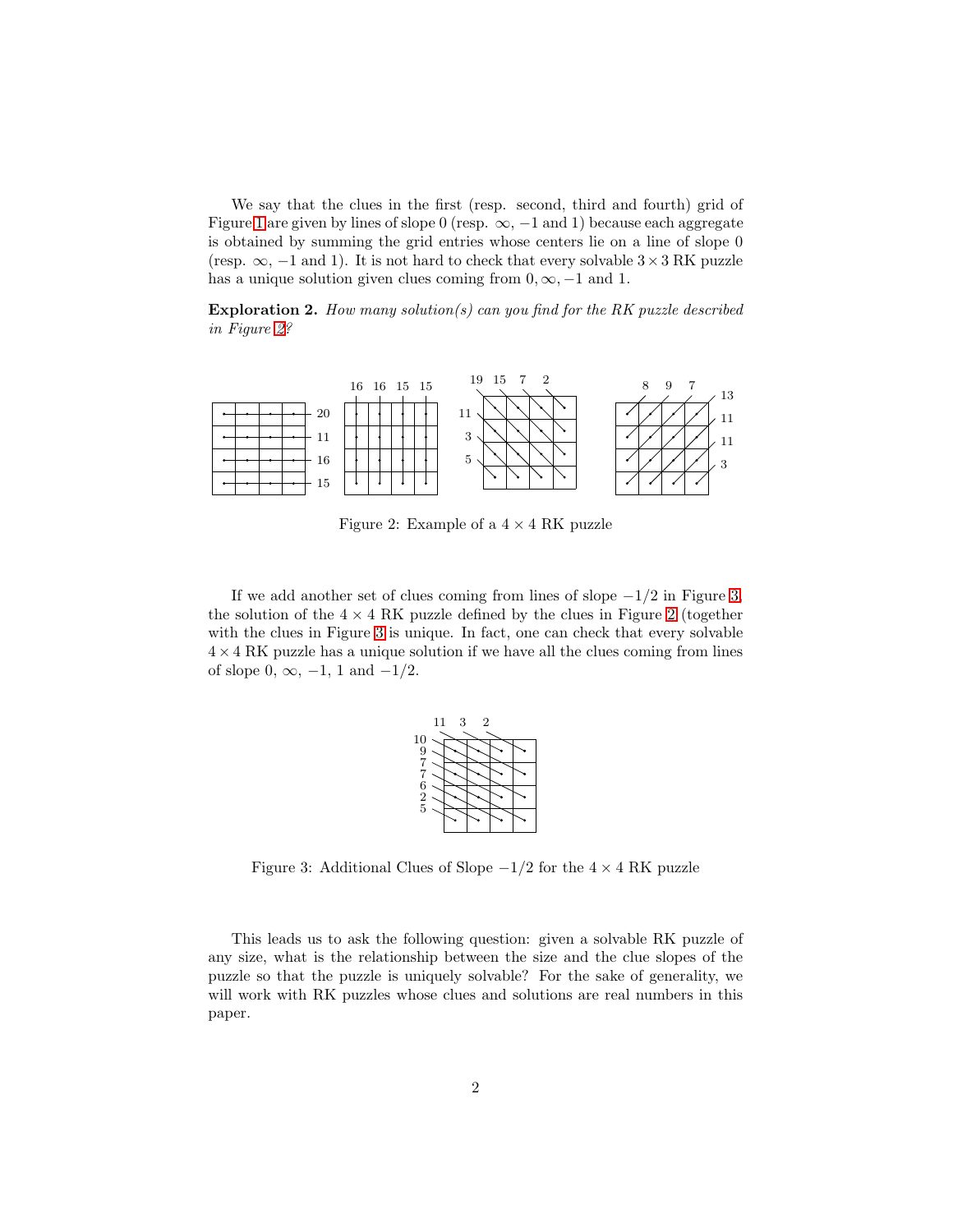We say that the clues in the first (resp. second, third and fourth) grid of Figure 1 are given by lines of slope 0 (resp. $\infty$, $-1$ and 1) because each aggregate is obtained by summing the grid entries whose centers lie on a line of slope 0 (resp. $\infty$, $-1$ and 1). It is not hard to check that every solvable $3 \times 3$ RK puzzle has a unique solution given clues coming from $0, \infty, -1$ and 1.

**Exploration 2.** *How many solution(s) can you find for the RK puzzle described in Figure 2?*

Figure 2: Example of a $4 \times 4$ RK puzzle

If we add another set of clues coming from lines of slope $-1/2$ in Figure 3, the solution of the $4 \times 4$ RK puzzle defined by the clues in Figure 2 (together with the clues in Figure 3 is unique. In fact, one can check that every solvable $4 \times 4$ RK puzzle has a unique solution if we have all the clues coming from lines of slope 0, $\infty$, $-1$, 1 and $-1/2$.

Figure 3: Additional Clues of Slope $-1/2$ for the $4 \times 4$ RK puzzle

This leads us to ask the following question: given a solvable RK puzzle of any size, what is the relationship between the size and the clue slopes of the puzzle so that the puzzle is uniquely solvable? For the sake of generality, we will work with RK puzzles whose clues and solutions are real numbers in this paper.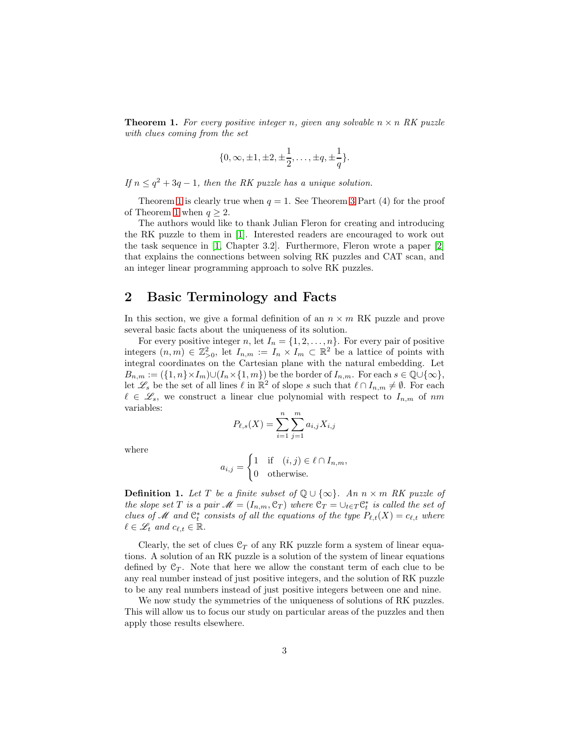**Theorem 1.** *For every positive integer $n$, given any solvable $n \times n$ RK puzzle with clues coming from the set*

$$\{0, \infty, \pm 1, \pm 2, \pm\frac{1}{2}, \ldots, \pm q, \pm\frac{1}{q}\}.$$

*If $n \leq q^2 + 3q - 1$, then the RK puzzle has a unique solution.*

Theorem 1 is clearly true when $q = 1$. See Theorem 3 Part (4) for the proof of Theorem 1 when $q \geq 2$.

The authors would like to thank Julian Fleron for creating and introducing the RK puzzle to them in [1]. Interested readers are encouraged to work out the task sequence in [1, Chapter 3.2]. Furthermore, Fleron wrote a paper [2] that explains the connections between solving RK puzzles and CAT scan, and an integer linear programming approach to solve RK puzzles.

## 2 Basic Terminology and Facts

In this section, we give a formal definition of an $n \times m$ RK puzzle and prove several basic facts about the uniqueness of its solution.

For every positive integer $n$, let $I_n = \{1, 2, \ldots, n\}$. For every pair of positive integers $(n, m) \in \mathbb{Z}^2_{>0}$, let $I_{n,m} := I_n \times I_m \subset \mathbb{R}^2$ be a lattice of points with integral coordinates on the Cartesian plane with the natural embedding. Let $B_{n,m} := (\{1, n\} \times I_m) \cup (I_n \times \{1, m\})$ be the border of $I_{n,m}$. For each $s \in \mathbb{Q} \cup \{\infty\}$, let $\mathscr{L}_s$ be the set of all lines $\ell$ in $\mathbb{R}^2$ of slope $s$ such that $\ell \cap I_{n,m} \neq \emptyset$. For each $\ell \in \mathscr{L}_s$, we construct a linear clue polynomial with respect to $I_{n,m}$ of $nm$ variables:

$$P_{\ell,s}(X) = \sum_{i=1}^{n} \sum_{j=1}^{m} a_{i,j} X_{i,j}$$

where

$$a_{i,j} = \begin{cases} 1 & \text{if} \quad (i,j) \in \ell \cap I_{n,m}, \\ 0 & \text{otherwise.} \end{cases}$$

**Definition 1.** *Let $T$ be a finite subset of $\mathbb{Q} \cup \{\infty\}$. An $n \times m$ RK puzzle of the slope set $T$ is a pair $\mathscr{M} = (I_{n,m}, \mathcal{C}_T)$ where $\mathcal{C}_T = \cup_{t \in T} \mathcal{C}^*_t$ is called the set of clues of $\mathscr{M}$ and $\mathcal{C}^*_t$ consists of all the equations of the type $P_{\ell,t}(X) = c_{\ell,t}$ where $\ell \in \mathscr{L}_t$ and $c_{\ell,t} \in \mathbb{R}$.*

Clearly, the set of clues $\mathcal{C}_T$ of any RK puzzle form a system of linear equations. A solution of an RK puzzle is a solution of the system of linear equations defined by $\mathcal{C}_T$. Note that here we allow the constant term of each clue to be any real number instead of just positive integers, and the solution of RK puzzle to be any real numbers instead of just positive integers between one and nine.

We now study the symmetries of the uniqueness of solutions of RK puzzles. This will allow us to focus our study on particular areas of the puzzles and then apply those results elsewhere.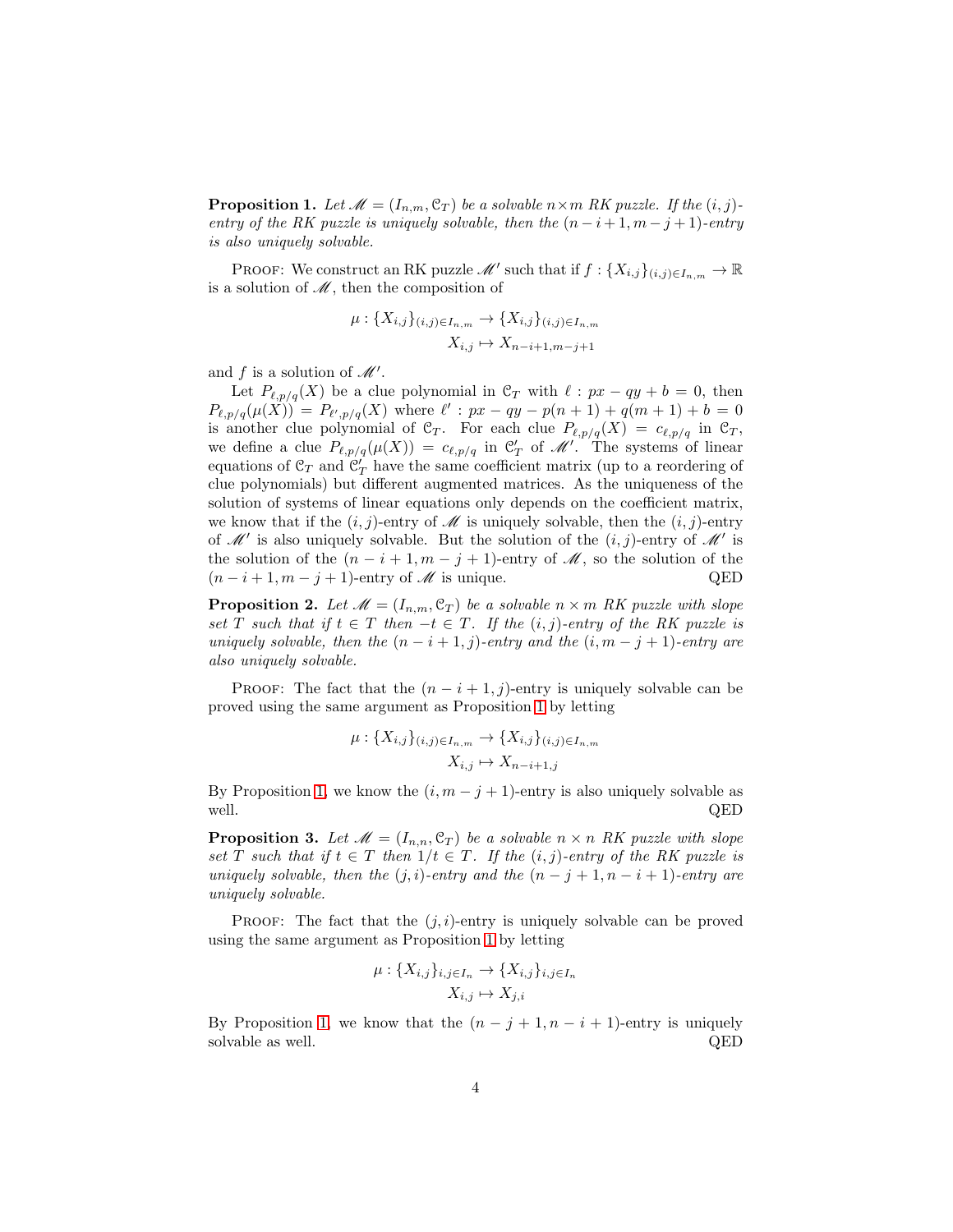**Proposition 1.** *Let $\mathscr{M} = (I_{n,m}, \mathcal{C}_T)$ be a solvable $n \times m$ RK puzzle. If the $(i,j)$-entry of the RK puzzle is uniquely solvable, then the $(n-i+1, m-j+1)$-entry is also uniquely solvable.*

Proof: We construct an RK puzzle $\mathscr{M}'$ such that if $f : \{X_{i,j}\}_{(i,j)\in I_{n,m}} \to \mathbb{R}$ is a solution of $\mathscr{M}$, then the composition of

$$
\begin{aligned}
\mu : \{X_{i,j}\}_{(i,j)\in I_{n,m}} &\to \{X_{i,j}\}_{(i,j)\in I_{n,m}} \\
X_{i,j} &\mapsto X_{n-i+1,m-j+1}
\end{aligned}
$$

and $f$ is a solution of $\mathscr{M}'$.

Let $P_{\ell,p/q}(X)$ be a clue polynomial in $\mathcal{C}_T$ with $\ell : px - qy + b = 0$, then $P_{\ell,p/q}(\mu(X)) = P_{\ell',p/q}(X)$ where $\ell' : px - qy - p(n+1) + q(m+1) + b = 0$ is another clue polynomial of $\mathcal{C}_T$. For each clue $P_{\ell,p/q}(X) = c_{\ell,p/q}$ in $\mathcal{C}_T$, we define a clue $P_{\ell,p/q}(\mu(X)) = c_{\ell,p/q}$ in $\mathcal{C}'_T$ of $\mathscr{M}'$. The systems of linear equations of $\mathcal{C}_T$ and $\mathcal{C}'_T$ have the same coefficient matrix (up to a reordering of clue polynomials) but different augmented matrices. As the uniqueness of the solution of systems of linear equations only depends on the coefficient matrix, we know that if the $(i,j)$-entry of $\mathscr{M}$ is uniquely solvable, then the $(i,j)$-entry of $\mathscr{M}'$ is also uniquely solvable. But the solution of the $(i,j)$-entry of $\mathscr{M}'$ is the solution of the $(n-i+1, m-j+1)$-entry of $\mathscr{M}$, so the solution of the $(n-i+1, m-j+1)$-entry of $\mathscr{M}$ is unique. QED

**Proposition 2.** *Let $\mathscr{M} = (I_{n,m}, \mathcal{C}_T)$ be a solvable $n \times m$ RK puzzle with slope set $T$ such that if $t \in T$ then $-t \in T$. If the $(i,j)$-entry of the RK puzzle is uniquely solvable, then the $(n-i+1, j)$-entry and the $(i, m-j+1)$-entry are also uniquely solvable.*

Proof: The fact that the $(n-i+1, j)$-entry is uniquely solvable can be proved using the same argument as Proposition 1 by letting

$$
\begin{aligned}
\mu : \{X_{i,j}\}_{(i,j)\in I_{n,m}} &\to \{X_{i,j}\}_{(i,j)\in I_{n,m}} \\
X_{i,j} &\mapsto X_{n-i+1,j}
\end{aligned}
$$

By Proposition 1, we know the $(i, m-j+1)$-entry is also uniquely solvable as well. QED

**Proposition 3.** *Let $\mathscr{M} = (I_{n,n}, \mathcal{C}_T)$ be a solvable $n \times n$ RK puzzle with slope set $T$ such that if $t \in T$ then $1/t \in T$. If the $(i,j)$-entry of the RK puzzle is uniquely solvable, then the $(j,i)$-entry and the $(n-j+1, n-i+1)$-entry are uniquely solvable.*

Proof: The fact that the $(j,i)$-entry is uniquely solvable can be proved using the same argument as Proposition 1 by letting

$$
\begin{aligned}
\mu : \{X_{i,j}\}_{i,j\in I_n} &\to \{X_{i,j}\}_{i,j\in I_n} \\
X_{i,j} &\mapsto X_{j,i}
\end{aligned}
$$

By Proposition 1, we know that the $(n-j+1, n-i+1)$-entry is uniquely solvable as well. QED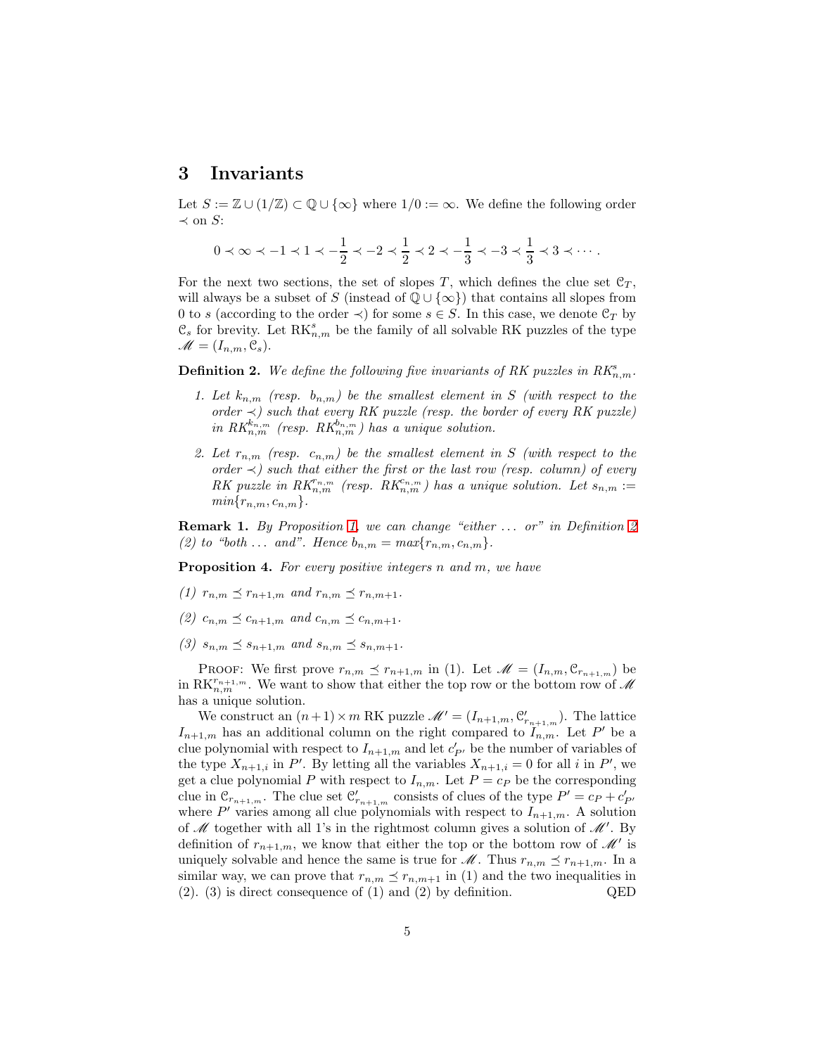## 3 Invariants

Let $S := \mathbb{Z} \cup (1/\mathbb{Z}) \subset \mathbb{Q} \cup \{\infty\}$ where $1/0 := \infty$. We define the following order $\prec$ on $S$:

$$0 \prec \infty \prec -1 \prec 1 \prec -\frac{1}{2} \prec -2 \prec \frac{1}{2} \prec 2 \prec -\frac{1}{3} \prec -3 \prec \frac{1}{3} \prec 3 \prec \cdots.$$

For the next two sections, the set of slopes $T$, which defines the clue set $\mathcal{C}_T$, will always be a subset of $S$ (instead of $\mathbb{Q} \cup \{\infty\}$) that contains all slopes from 0 to $s$ (according to the order $\prec$) for some $s \in S$. In this case, we denote $\mathcal{C}_T$ by $\mathcal{C}_s$ for brevity. Let $\mathrm{RK}^s_{n,m}$ be the family of all solvable RK puzzles of the type $\mathscr{M} = (I_{n,m}, \mathcal{C}_s)$.

**Definition 2.** *We define the following five invariants of RK puzzles in $RK^s_{n,m}$.*

1. *Let $k_{n,m}$ (resp. $b_{n,m}$) be the smallest element in $S$ (with respect to the order $\prec$) such that every RK puzzle (resp. the border of every RK puzzle) in $RK^{k_{n,m}}_{n,m}$ (resp. $RK^{b_{n,m}}_{n,m}$) has a unique solution.*
2. *Let $r_{n,m}$ (resp. $c_{n,m}$) be the smallest element in $S$ (with respect to the order $\prec$) such that either the first or the last row (resp. column) of every RK puzzle in $RK^{r_{n,m}}_{n,m}$ (resp. $RK^{c_{n,m}}_{n,m}$) has a unique solution. Let $s_{n,m} := min\{r_{n,m}, c_{n,m}\}$.*

**Remark 1.** *By Proposition 1, we can change "either ... or" in Definition 2 (2) to "both ... and". Hence $b_{n,m} = max\{r_{n,m}, c_{n,m}\}$.*

**Proposition 4.** *For every positive integers $n$ and $m$, we have*

*(1) $r_{n,m} \preceq r_{n+1,m}$ and $r_{n,m} \preceq r_{n,m+1}$.*

*(2) $c_{n,m} \preceq c_{n+1,m}$ and $c_{n,m} \preceq c_{n,m+1}$.*

*(3) $s_{n,m} \preceq s_{n+1,m}$ and $s_{n,m} \preceq s_{n,m+1}$.*

Proof: We first prove $r_{n,m} \preceq r_{n+1,m}$ in (1). Let $\mathscr{M} = (I_{n,m}, \mathcal{C}_{r_{n+1,m}})$ be in $\mathrm{RK}^{r_{n+1,m}}_{n,m}$. We want to show that either the top row or the bottom row of $\mathscr{M}$ has a unique solution.

We construct an $(n+1) \times m$ RK puzzle $\mathscr{M}' = (I_{n+1,m}, \mathcal{C}'_{r_{n+1,m}})$. The lattice $I_{n+1,m}$ has an additional column on the right compared to $I_{n,m}$. Let $P'$ be a clue polynomial with respect to $I_{n+1,m}$ and let $c'_{P'}$ be the number of variables of the type $X_{n+1,i}$ in $P'$. By letting all the variables $X_{n+1,i} = 0$ for all $i$ in $P'$, we get a clue polynomial $P$ with respect to $I_{n,m}$. Let $P = c_P$ be the corresponding clue in $\mathcal{C}_{r_{n+1,m}}$. The clue set $\mathcal{C}'_{r_{n+1,m}}$ consists of clues of the type $P' = c_P + c'_{P'}$ where $P'$ varies among all clue polynomials with respect to $I_{n+1,m}$. A solution of $\mathscr{M}$ together with all 1's in the rightmost column gives a solution of $\mathscr{M}'$. By definition of $r_{n+1,m}$, we know that either the top or the bottom row of $\mathscr{M}'$ is uniquely solvable and hence the same is true for $\mathscr{M}$. Thus $r_{n,m} \preceq r_{n+1,m}$. In a similar way, we can prove that $r_{n,m} \preceq r_{n,m+1}$ in (1) and the two inequalities in (2). (3) is direct consequence of (1) and (2) by definition. QED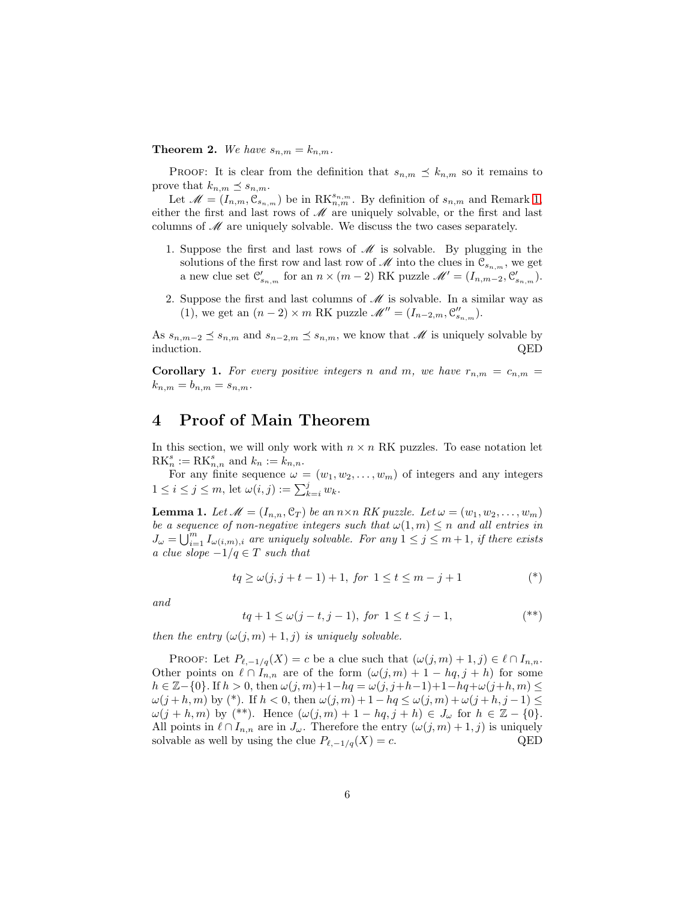**Theorem 2.** *We have $s_{n,m} = k_{n,m}$.*

Proof: It is clear from the definition that $s_{n,m} \preceq k_{n,m}$ so it remains to prove that $k_{n,m} \preceq s_{n,m}$.

Let $\mathscr{M} = (I_{n,m}, \mathcal{C}_{s_{n,m}})$ be in $\mathrm{RK}^{s_{n,m}}_{n,m}$. By definition of $s_{n,m}$ and Remark 1, either the first and last rows of $\mathscr{M}$ are uniquely solvable, or the first and last columns of $\mathscr{M}$ are uniquely solvable. We discuss the two cases separately.

1. Suppose the first and last rows of $\mathscr{M}$ is solvable. By plugging in the solutions of the first row and last row of $\mathscr{M}$ into the clues in $\mathcal{C}_{s_{n,m}}$, we get a new clue set $\mathcal{C}'_{s_{n,m}}$ for an $n \times (m-2)$ RK puzzle $\mathscr{M}' = (I_{n,m-2}, \mathcal{C}'_{s_{n,m}})$.
2. Suppose the first and last columns of $\mathscr{M}$ is solvable. In a similar way as (1), we get an $(n-2) \times m$ RK puzzle $\mathscr{M}'' = (I_{n-2,m}, \mathcal{C}''_{s_{n,m}})$.

As $s_{n,m-2} \preceq s_{n,m}$ and $s_{n-2,m} \preceq s_{n,m}$, we know that $\mathscr{M}$ is uniquely solvable by induction. QED

**Corollary 1.** *For every positive integers $n$ and $m$, we have $r_{n,m} = c_{n,m} = k_{n,m} = b_{n,m} = s_{n,m}$.*

# 4 Proof of Main Theorem

In this section, we will only work with $n \times n$ RK puzzles. To ease notation let $\mathrm{RK}^s_n := \mathrm{RK}^s_{n,n}$ and $k_n := k_{n,n}$.

For any finite sequence $\omega = (w_1, w_2, \ldots, w_m)$ of integers and any integers $1 \le i \le j \le m$, let $\omega(i,j) := \sum_{k=i}^{j} w_k$.

**Lemma 1.** *Let $\mathscr{M} = (I_{n,n}, \mathcal{C}_T)$ be an $n \times n$ RK puzzle. Let $\omega = (w_1, w_2, \ldots, w_m)$ be a sequence of non-negative integers such that $\omega(1,m) \le n$ and all entries in $J_\omega = \bigcup_{i=1}^{m} I_{\omega(i,m),i}$ are uniquely solvable. For any $1 \le j \le m+1$, if there exists a clue slope $-1/q \in T$ such that*

$$tq \ge \omega(j, j+t-1) + 1, \text{ for } 1 \le t \le m-j+1 \tag{*}$$

*and*

$$tq + 1 \le \omega(j-t, j-1), \text{ for } 1 \le t \le j-1, \tag{**}$$

*then the entry $(\omega(j,m)+1, j)$ is uniquely solvable.*

Proof: Let $P_{\ell,-1/q}(X) = c$ be a clue such that $(\omega(j,m)+1, j) \in \ell \cap I_{n,n}$. Other points on $\ell \cap I_{n,n}$ are of the form $(\omega(j,m)+1-hq, j+h)$ for some $h \in \mathbb{Z} - \{0\}$. If $h > 0$, then $\omega(j,m)+1-hq = \omega(j,j+h-1)+1-hq+\omega(j+h,m) \le \omega(j+h,m)$ by (*). If $h < 0$, then $\omega(j,m)+1-hq \le \omega(j,m)+\omega(j+h,j-1) \le \omega(j+h,m)$ by (**). Hence $(\omega(j,m)+1-hq, j+h) \in J_\omega$ for $h \in \mathbb{Z} - \{0\}$. All points in $\ell \cap I_{n,n}$ are in $J_\omega$. Therefore the entry $(\omega(j,m)+1, j)$ is uniquely solvable as well by using the clue $P_{\ell,-1/q}(X) = c$. QED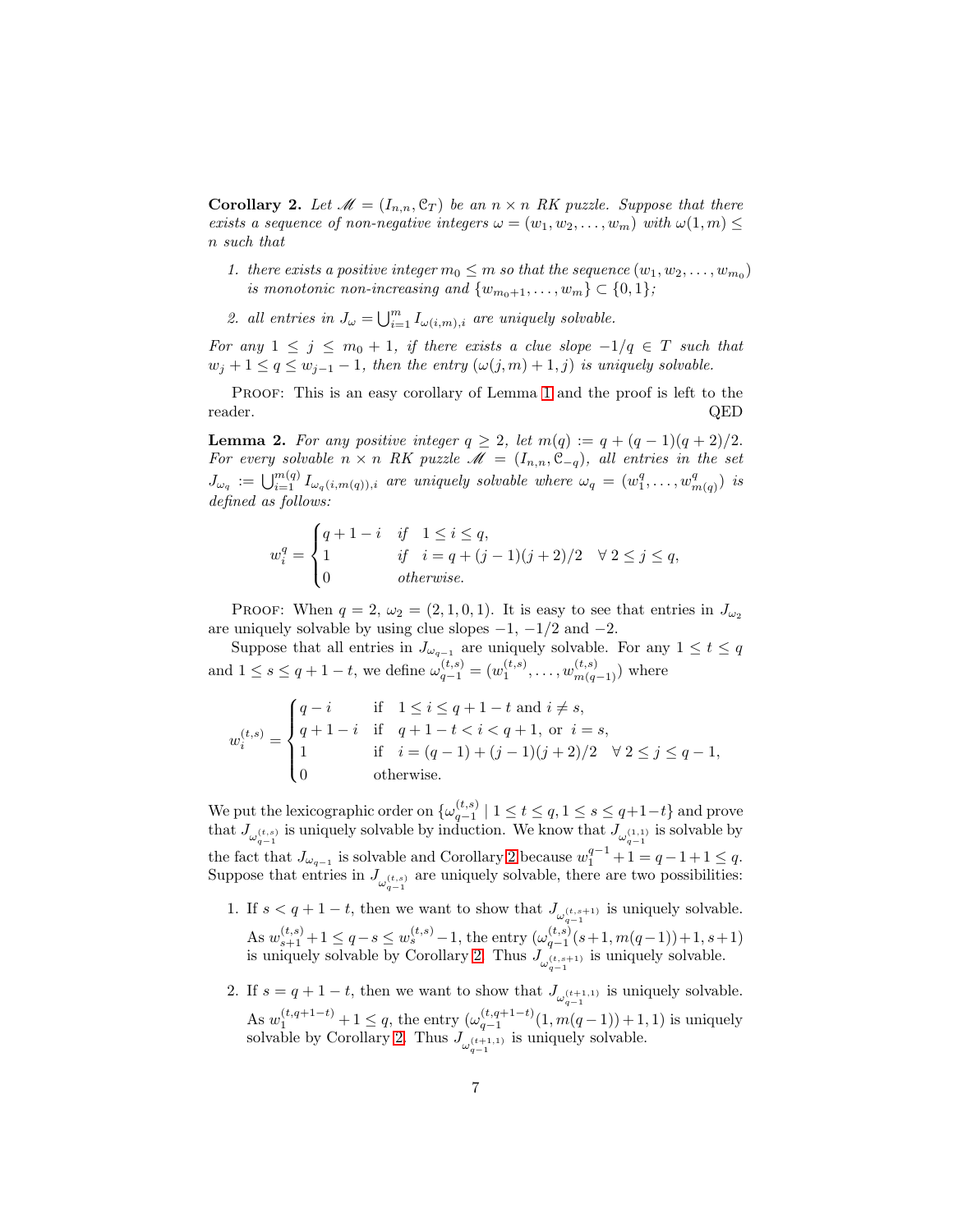**Corollary 2.** *Let $\mathscr{M} = (I_{n,n}, \mathcal{C}_T)$ be an $n \times n$ RK puzzle. Suppose that there exists a sequence of non-negative integers $\omega = (w_1, w_2, \ldots, w_m)$ with $\omega(1, m) \leq n$ such that*

1. *there exists a positive integer $m_0 \leq m$ so that the sequence $(w_1, w_2, \ldots, w_{m_0})$ is monotonic non-increasing and $\{w_{m_0+1}, \ldots, w_m\} \subset \{0, 1\}$;*
2. *all entries in $J_\omega = \bigcup_{i=1}^{m} I_{\omega(i,m),i}$ are uniquely solvable.*

*For any $1 \leq j \leq m_0 + 1$, if there exists a clue slope $-1/q \in T$ such that $w_j + 1 \leq q \leq w_{j-1} - 1$, then the entry $(\omega(j, m) + 1, j)$ is uniquely solvable.*

Proof: This is an easy corollary of Lemma 1 and the proof is left to the reader. QED

**Lemma 2.** *For any positive integer $q \geq 2$, let $m(q) := q + (q-1)(q+2)/2$. For every solvable $n \times n$ RK puzzle $\mathscr{M} = (I_{n,n}, \mathcal{C}_{-q})$, all entries in the set $J_{\omega_q} := \bigcup_{i=1}^{m(q)} I_{\omega_q(i,m(q)),i}$ are uniquely solvable where $\omega_q = (w_1^q, \ldots, w_{m(q)}^q)$ is defined as follows:*

$$w_i^q = \begin{cases} q + 1 - i & \text{if} \quad 1 \leq i \leq q, \\ 1 & \text{if} \quad i = q + (j-1)(j+2)/2 \quad \forall\, 2 \leq j \leq q, \\ 0 & \text{otherwise.} \end{cases}$$

Proof: When $q = 2$, $\omega_2 = (2, 1, 0, 1)$. It is easy to see that entries in $J_{\omega_2}$ are uniquely solvable by using clue slopes $-1$, $-1/2$ and $-2$.

Suppose that all entries in $J_{\omega_{q-1}}$ are uniquely solvable. For any $1 \leq t \leq q$ and $1 \leq s \leq q + 1 - t$, we define $\omega_{q-1}^{(t,s)} = (w_1^{(t,s)}, \ldots, w_{m(q-1)}^{(t,s)})$ where

$$w_i^{(t,s)} = \begin{cases} q - i & \text{if} \quad 1 \leq i \leq q + 1 - t \text{ and } i \neq s, \\ q + 1 - i & \text{if} \quad q + 1 - t < i < q + 1, \text{ or } \ i = s, \\ 1 & \text{if} \quad i = (q-1) + (j-1)(j+2)/2 \quad \forall\, 2 \leq j \leq q-1, \\ 0 & \text{otherwise.} \end{cases}$$

We put the lexicographic order on $\{\omega_{q-1}^{(t,s)} \mid 1 \leq t \leq q, 1 \leq s \leq q+1-t\}$ and prove that $J_{\omega_{q-1}^{(t,s)}}$ is uniquely solvable by induction. We know that $J_{\omega_{q-1}^{(1,1)}}$ is solvable by the fact that $J_{\omega_{q-1}}$ is solvable and Corollary 2 because $w_1^{q-1} + 1 = q - 1 + 1 \leq q$. Suppose that entries in $J_{\omega_{q-1}^{(t,s)}}$ are uniquely solvable, there are two possibilities:

1. If $s < q + 1 - t$, then we want to show that $J_{\omega_{q-1}^{(t,s+1)}}$ is uniquely solvable. As $w_{s+1}^{(t,s)} + 1 \leq q - s \leq w_s^{(t,s)} - 1$, the entry $(\omega_{q-1}^{(t,s)}(s+1, m(q-1)) + 1, s+1)$ is uniquely solvable by Corollary 2. Thus $J_{\omega_{q-1}^{(t,s+1)}}$ is uniquely solvable.
2. If $s = q + 1 - t$, then we want to show that $J_{\omega_{q-1}^{(t+1,1)}}$ is uniquely solvable. As $w_1^{(t,q+1-t)} + 1 \leq q$, the entry $(\omega_{q-1}^{(t,q+1-t)}(1, m(q-1)) + 1, 1)$ is uniquely solvable by Corollary 2. Thus $J_{\omega_{q-1}^{(t+1,1)}}$ is uniquely solvable.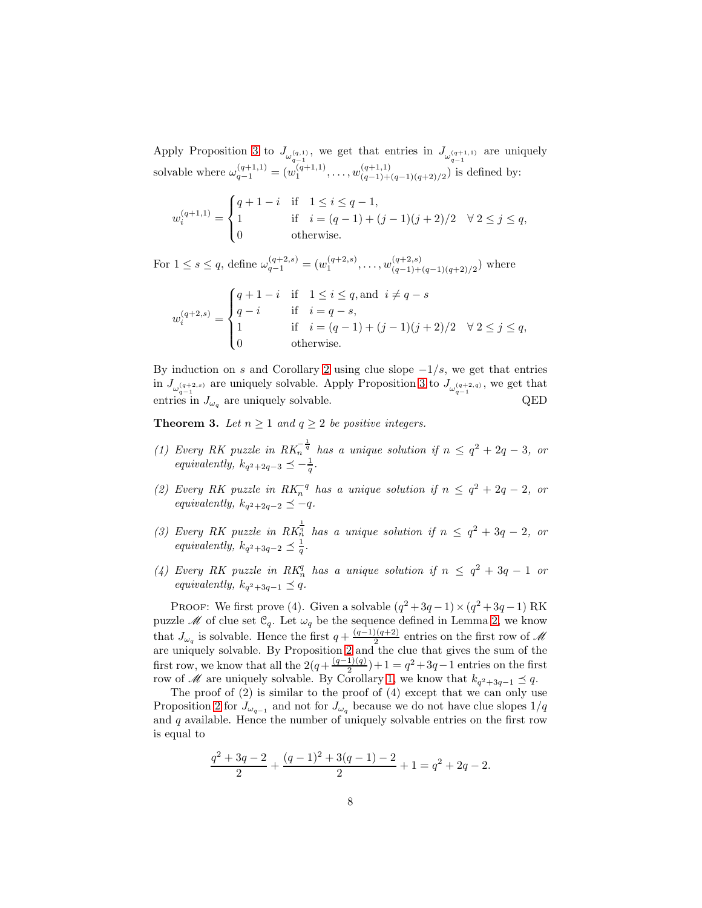Apply Proposition 3 to $J_{\omega_{q-1}^{(q,1)}}$, we get that entries in $J_{\omega_{q-1}^{(q+1,1)}}$ are uniquely solvable where $\omega_{q-1}^{(q+1,1)} = (w_1^{(q+1,1)}, \ldots, w_{(q-1)+(q-1)(q+2)/2}^{(q+1,1)})$ is defined by:

$$
w_i^{(q+1,1)} = \begin{cases} q+1-i & \text{if} \quad 1 \le i \le q-1, \\ 1 & \text{if} \quad i = (q-1) + (j-1)(j+2)/2 \quad \forall\, 2 \le j \le q, \\ 0 & \text{otherwise.} \end{cases}
$$

For $1 \le s \le q$, define $\omega_{q-1}^{(q+2,s)} = (w_1^{(q+2,s)}, \ldots, w_{(q-1)+(q-1)(q+2)/2}^{(q+2,s)})$ where

$$
w_i^{(q+2,s)} = \begin{cases} q+1-i & \text{if} \quad 1 \le i \le q, \text{and} \ \ i \neq q-s \\ q-i & \text{if} \quad i = q-s, \\ 1 & \text{if} \quad i = (q-1) + (j-1)(j+2)/2 \quad \forall\, 2 \le j \le q, \\ 0 & \text{otherwise.} \end{cases}
$$

By induction on $s$ and Corollary 2 using clue slope $-1/s$, we get that entries in $J_{\omega_{q-1}^{(q+2,s)}}$ are uniquely solvable. Apply Proposition 3 to $J_{\omega_{q-1}^{(q+2,q)}}$, we get that entries in $J_{\omega_q}$ are uniquely solvable. QED

**Theorem 3.** *Let $n \ge 1$ and $q \ge 2$ be positive integers.*

*(1) Every RK puzzle in $RK_n^{-\frac{1}{q}}$ has a unique solution if $n \le q^2 + 2q - 3$, or equivalently, $k_{q^2+2q-3} \preceq -\frac{1}{q}$.*

*(2) Every RK puzzle in $RK_n^{-q}$ has a unique solution if $n \le q^2 + 2q - 2$, or equivalently, $k_{q^2+2q-2} \preceq -q$.*

*(3) Every RK puzzle in $RK_n^{\frac{1}{q}}$ has a unique solution if $n \le q^2 + 3q - 2$, or equivalently, $k_{q^2+3q-2} \preceq \frac{1}{q}$.*

*(4) Every RK puzzle in $RK_n^{q}$ has a unique solution if $n \le q^2 + 3q - 1$ or equivalently, $k_{q^2+3q-1} \preceq q$.*

Proof: We first prove (4). Given a solvable $(q^2+3q-1) \times (q^2+3q-1)$ RK puzzle $\mathscr{M}$ of clue set $\mathcal{C}_q$. Let $\omega_q$ be the sequence defined in Lemma 2, we know that $J_{\omega_q}$ is solvable. Hence the first $q + \frac{(q-1)(q+2)}{2}$ entries on the first row of $\mathscr{M}$ are uniquely solvable. By Proposition 2 and the clue that gives the sum of the first row, we know that all the $2(q + \frac{(q-1)(q)}{2}) + 1 = q^2 + 3q - 1$ entries on the first row of $\mathscr{M}$ are uniquely solvable. By Corollary 1, we know that $k_{q^2+3q-1} \preceq q$.

The proof of (2) is similar to the proof of (4) except that we can only use Proposition 2 for $J_{\omega_{q-1}}$ and not for $J_{\omega_q}$ because we do not have clue slopes $1/q$ and $q$ available. Hence the number of uniquely solvable entries on the first row is equal to

$$
\frac{q^2+3q-2}{2} + \frac{(q-1)^2 + 3(q-1) - 2}{2} + 1 = q^2 + 2q - 2.
$$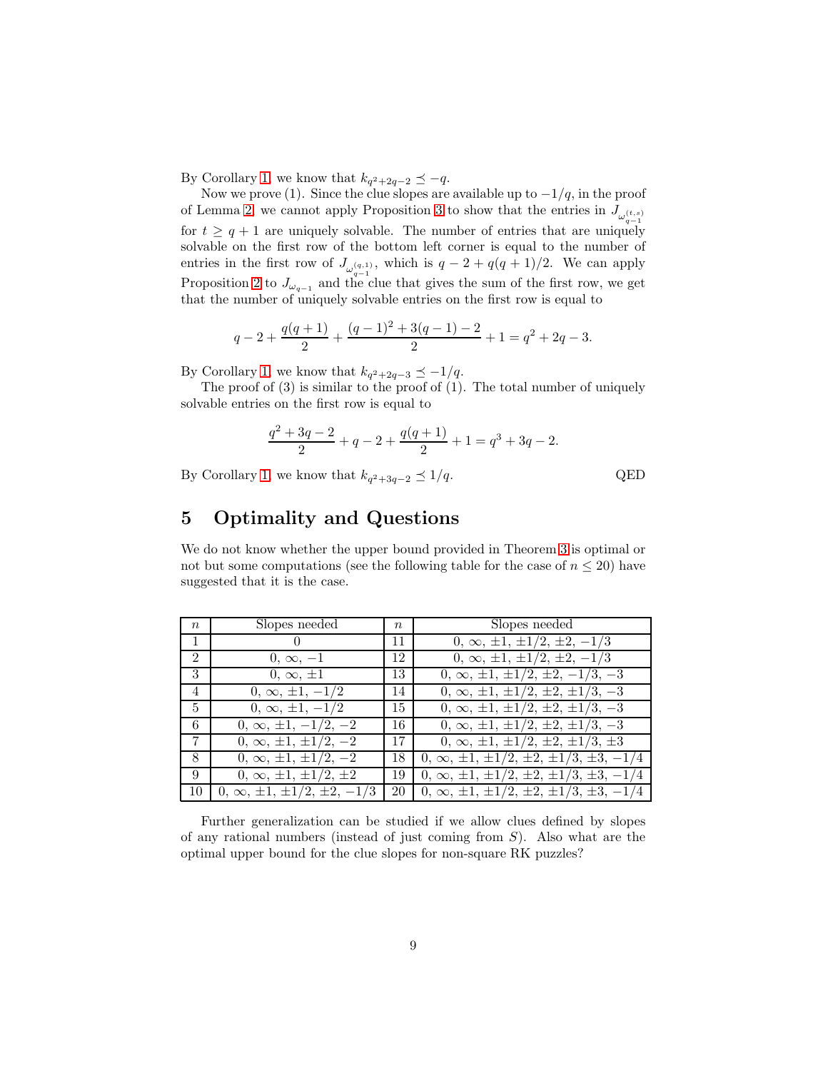By Corollary 1, we know that $k_{q^2+2q-2} \preceq -q$.

Now we prove (1). Since the clue slopes are available up to $-1/q$, in the proof of Lemma 2, we cannot apply Proposition 3 to show that the entries in $J_{\omega_{q-1}^{(t,s)}}$ for $t \geq q+1$ are uniquely solvable. The number of entries that are uniquely solvable on the first row of the bottom left corner is equal to the number of entries in the first row of $J_{\omega_{q-1}^{(q,1)}}$, which is $q - 2 + q(q+1)/2$. We can apply Proposition 2 to $J_{\omega_{q-1}}$ and the clue that gives the sum of the first row, we get that the number of uniquely solvable entries on the first row is equal to

$$q - 2 + \frac{q(q+1)}{2} + \frac{(q-1)^2 + 3(q-1) - 2}{2} + 1 = q^2 + 2q - 3.$$

By Corollary 1, we know that $k_{q^2+2q-3} \preceq -1/q$.

The proof of (3) is similar to the proof of (1). The total number of uniquely solvable entries on the first row is equal to

$$\frac{q^2 + 3q - 2}{2} + q - 2 + \frac{q(q+1)}{2} + 1 = q^3 + 3q - 2.$$

By Corollary 1, we know that $k_{q^2+3q-2} \preceq 1/q$. QED

## 5 Optimality and Questions

We do not know whether the upper bound provided in Theorem 3 is optimal or not but some computations (see the following table for the case of $n \leq 20$) have suggested that it is the case.

| $n$ | Slopes needed | $n$ | Slopes needed |
|---|---|---|---|
| 1 | $0$ | 11 | $0, \infty, \pm 1, \pm 1/2, \pm 2, -1/3$ |
| 2 | $0, \infty, -1$ | 12 | $0, \infty, \pm 1, \pm 1/2, \pm 2, -1/3$ |
| 3 | $0, \infty, \pm 1$ | 13 | $0, \infty, \pm 1, \pm 1/2, \pm 2, -1/3, -3$ |
| 4 | $0, \infty, \pm 1, -1/2$ | 14 | $0, \infty, \pm 1, \pm 1/2, \pm 2, \pm 1/3, -3$ |
| 5 | $0, \infty, \pm 1, -1/2$ | 15 | $0, \infty, \pm 1, \pm 1/2, \pm 2, \pm 1/3, -3$ |
| 6 | $0, \infty, \pm 1, -1/2, -2$ | 16 | $0, \infty, \pm 1, \pm 1/2, \pm 2, \pm 1/3, -3$ |
| 7 | $0, \infty, \pm 1, \pm 1/2, -2$ | 17 | $0, \infty, \pm 1, \pm 1/2, \pm 2, \pm 1/3, \pm 3$ |
| 8 | $0, \infty, \pm 1, \pm 1/2, -2$ | 18 | $0, \infty, \pm 1, \pm 1/2, \pm 2, \pm 1/3, \pm 3, -1/4$ |
| 9 | $0, \infty, \pm 1, \pm 1/2, \pm 2$ | 19 | $0, \infty, \pm 1, \pm 1/2, \pm 2, \pm 1/3, \pm 3, -1/4$ |
| 10 | $0, \infty, \pm 1, \pm 1/2, \pm 2, -1/3$ | 20 | $0, \infty, \pm 1, \pm 1/2, \pm 2, \pm 1/3, \pm 3, -1/4$ |

Further generalization can be studied if we allow clues defined by slopes of any rational numbers (instead of just coming from $S$). Also what are the optimal upper bound for the clue slopes for non-square RK puzzles?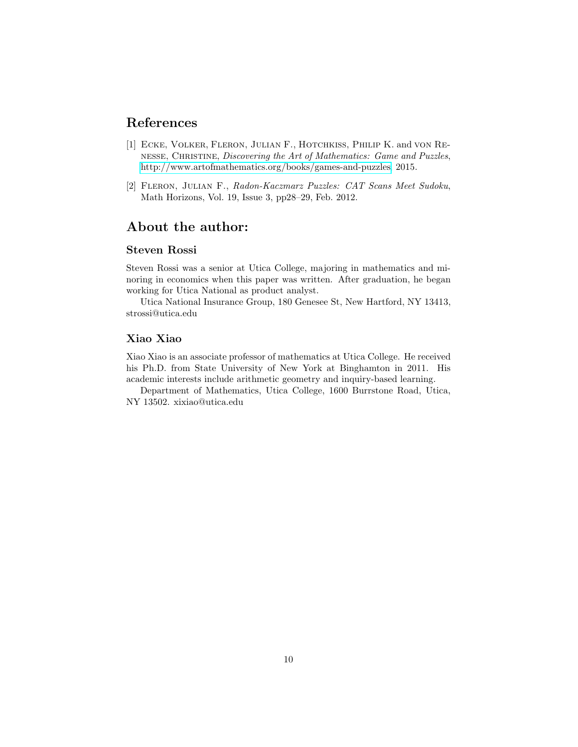## References

[1] Ecke, Volker, Fleron, Julian F., Hotchkiss, Philip K. and von Renesse, Christine, *Discovering the Art of Mathematics: Game and Puzzles*, http://www.artofmathematics.org/books/games-and-puzzles, 2015.

[2] Fleron, Julian F., *Radon-Kaczmarz Puzzles: CAT Scans Meet Sudoku*, Math Horizons, Vol. 19, Issue 3, pp28–29, Feb. 2012.

## About the author:

### Steven Rossi

Steven Rossi was a senior at Utica College, majoring in mathematics and minoring in economics when this paper was written. After graduation, he began working for Utica National as product analyst.

Utica National Insurance Group, 180 Genesee St, New Hartford, NY 13413, strossi@utica.edu

### Xiao Xiao

Xiao Xiao is an associate professor of mathematics at Utica College. He received his Ph.D. from State University of New York at Binghamton in 2011. His academic interests include arithmetic geometry and inquiry-based learning.

Department of Mathematics, Utica College, 1600 Burrstone Road, Utica, NY 13502. xixiao@utica.edu